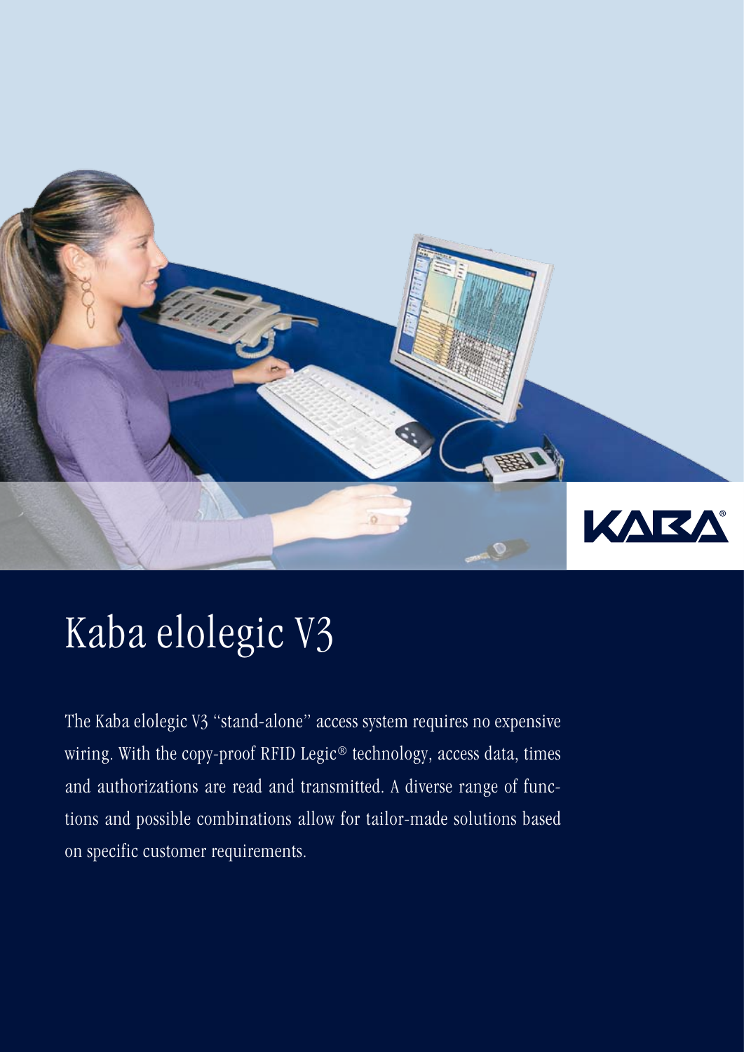# Kaba elolegic V3

The Kaba elolegic V3 "stand-alone" access system requires no expensive wiring. With the copy-proof RFID Legic® technology, access data, times and authorizations are read and transmitted. A diverse range of functions and possible combinations allow for tailor-made solutions based on specific customer requirements.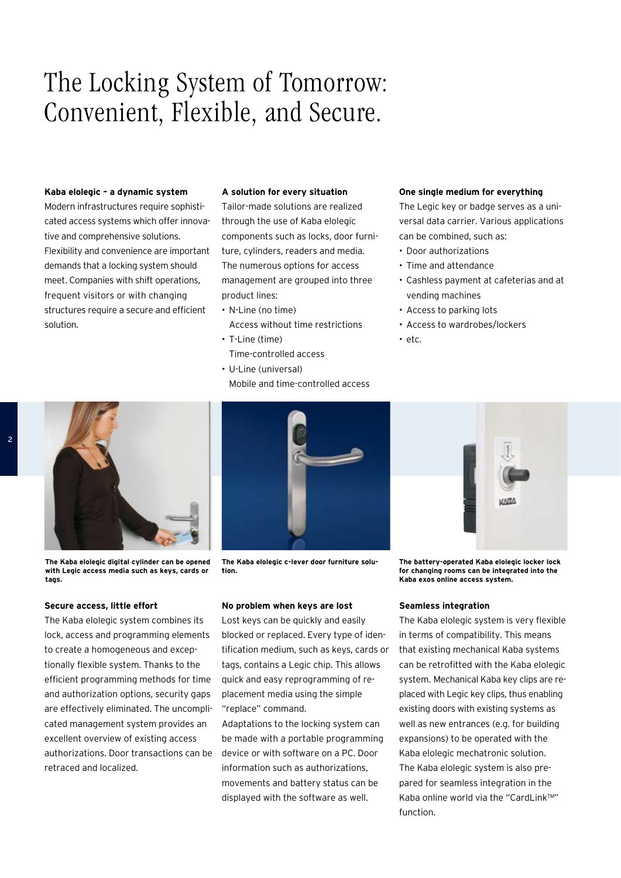# The Locking System of Tomorrow: Convenient, Flexible, and Secure.

**Kaba elolegic – a dynamic system**

Modern infrastructures require sophisticated access systems which offer innovative and comprehensive solutions. Flexibility and convenience are important demands that a locking system should meet. Companies with shift operations, frequent visitors or with changing structures require a secure and efficient solution.

**A solution for every situation**

Tailor-made solutions are realized through the use of Kaba elolegic components such as locks, door furniture, cylinders, readers and media. The numerous options for access management are grouped into three product lines:

- N-Line (no time)
  Access without time restrictions
- T-Line (time)
  Time-controlled access
- U-Line (universal)
  Mobile and time-controlled access

**One single medium for everything**

The Legic key or badge serves as a universal data carrier. Various applications can be combined, such as:

- Door authorizations
- Time and attendance
- Cashless payment at cafeterias and at vending machines
- Access to parking lots
- Access to wardrobes/lockers
- etc.

**The Kaba elolegic digital cylinder can be opened with Legic access media such as keys, cards or tags.**

**The Kaba elolegic c-lever door furniture solution.**

**The battery-operated Kaba elolegic locker lock for changing rooms can be integrated into the Kaba exos online access system.**

**Secure access, little effort**

The Kaba elolegic system combines its lock, access and programming elements to create a homogeneous and exceptionally flexible system. Thanks to the efficient programming methods for time and authorization options, security gaps are effectively eliminated. The uncomplicated management system provides an excellent overview of existing access authorizations. Door transactions can be retraced and localized.

**No problem when keys are lost**

Lost keys can be quickly and easily blocked or replaced. Every type of identification medium, such as keys, cards or tags, contains a Legic chip. This allows quick and easy reprogramming of replacement media using the simple "replace" command.

Adaptations to the locking system can be made with a portable programming device or with software on a PC. Door information such as authorizations, movements and battery status can be displayed with the software as well.

**Seamless integration**

The Kaba elolegic system is very flexible in terms of compatibility. This means that existing mechanical Kaba systems can be retrofitted with the Kaba elolegic system. Mechanical Kaba key clips are replaced with Legic key clips, thus enabling existing doors with existing systems as well as new entrances (e.g. for building expansions) to be operated with the Kaba elolegic mechatronic solution.

The Kaba elolegic system is also prepared for seamless integration in the Kaba online world via the "CardLink™" function.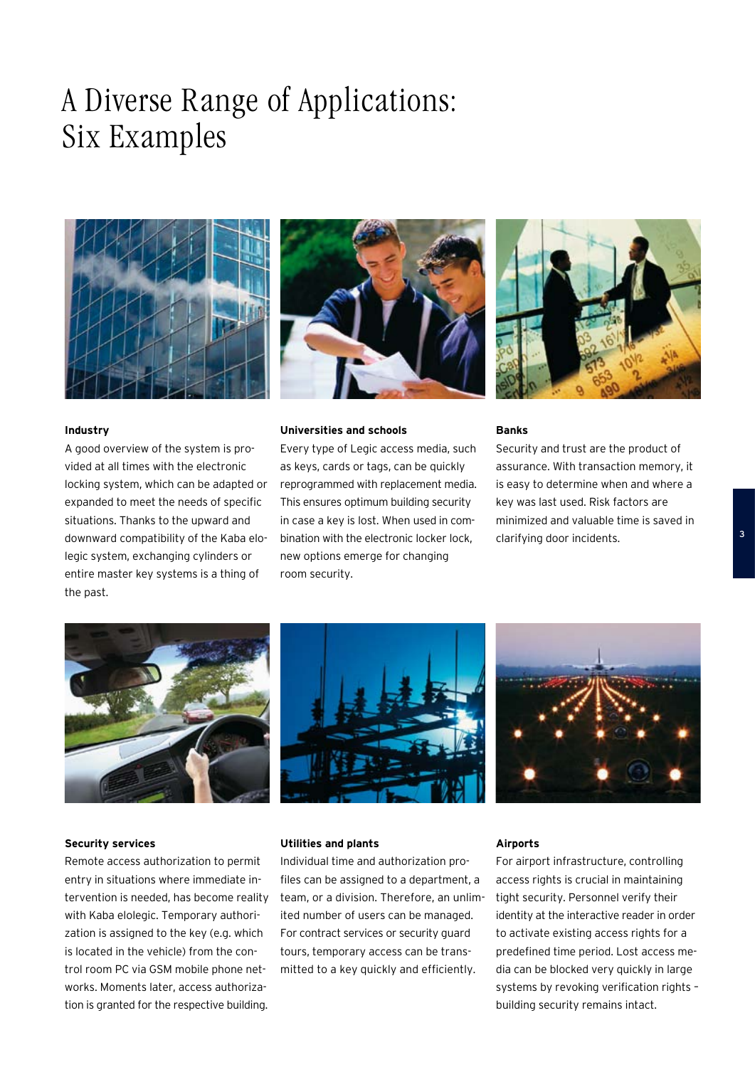# A Diverse Range of Applications: Six Examples

**Industry**

A good overview of the system is provided at all times with the electronic locking system, which can be adapted or expanded to meet the needs of specific situations. Thanks to the upward and downward compatibility of the Kaba elolegic system, exchanging cylinders or entire master key systems is a thing of the past.

**Universities and schools**

Every type of Legic access media, such as keys, cards or tags, can be quickly reprogrammed with replacement media. This ensures optimum building security in case a key is lost. When used in combination with the electronic locker lock, new options emerge for changing room security.

**Banks**

Security and trust are the product of assurance. With transaction memory, it is easy to determine when and where a key was last used. Risk factors are minimized and valuable time is saved in clarifying door incidents.

**Security services**

Remote access authorization to permit entry in situations where immediate intervention is needed, has become reality with Kaba elolegic. Temporary authorization is assigned to the key (e.g. which is located in the vehicle) from the control room PC via GSM mobile phone networks. Moments later, access authorization is granted for the respective building.

**Utilities and plants**

Individual time and authorization profiles can be assigned to a department, a team, or a division. Therefore, an unlimited number of users can be managed. For contract services or security guard tours, temporary access can be transmitted to a key quickly and efficiently.

**Airports**

For airport infrastructure, controlling access rights is crucial in maintaining tight security. Personnel verify their identity at the interactive reader in order to activate existing access rights for a predefined time period. Lost access media can be blocked very quickly in large systems by revoking verification rights – building security remains intact.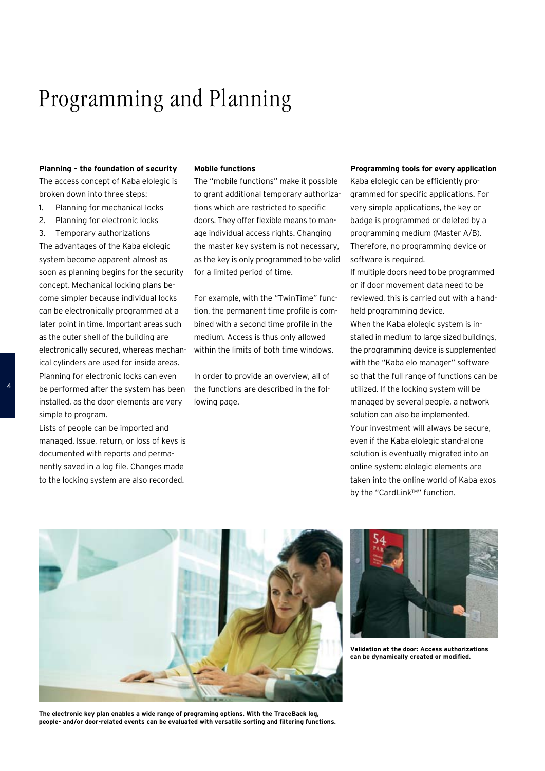# Programming and Planning

**Planning – the foundation of security**

The access concept of Kaba elolegic is broken down into three steps:

1. Planning for mechanical locks
2. Planning for electronic locks
3. Temporary authorizations

The advantages of the Kaba elolegic system become apparent almost as soon as planning begins for the security concept. Mechanical locking plans become simpler because individual locks can be electronically programmed at a later point in time. Important areas such as the outer shell of the building are electronically secured, whereas mechanical cylinders are used for inside areas. Planning for electronic locks can even be performed after the system has been installed, as the door elements are very simple to program.

Lists of people can be imported and managed. Issue, return, or loss of keys is documented with reports and permanently saved in a log file. Changes made to the locking system are also recorded.

**Mobile functions**

The "mobile functions" make it possible to grant additional temporary authorizations which are restricted to specific doors. They offer flexible means to manage individual access rights. Changing the master key system is not necessary, as the key is only programmed to be valid for a limited period of time.

For example, with the "TwinTime" function, the permanent time profile is combined with a second time profile in the medium. Access is thus only allowed within the limits of both time windows.

In order to provide an overview, all of the functions are described in the following page.

**Programming tools for every application**

Kaba elolegic can be efficiently programmed for specific applications. For very simple applications, the key or badge is programmed or deleted by a programming medium (Master A/B). Therefore, no programming device or software is required.

If multiple doors need to be programmed or if door movement data need to be reviewed, this is carried out with a handheld programming device.

When the Kaba elolegic system is installed in medium to large sized buildings, the programming device is supplemented with the "Kaba elo manager" software so that the full range of functions can be utilized. If the locking system will be managed by several people, a network solution can also be implemented.

Your investment will always be secure, even if the Kaba elolegic stand-alone solution is eventually migrated into an online system: elolegic elements are taken into the online world of Kaba exos by the "CardLink™" function.

**The electronic key plan enables a wide range of programing options. With the TraceBack log, people- and/or door-related events can be evaluated with versatile sorting and filtering functions.**

**Validation at the door: Access authorizations can be dynamically created or modified.**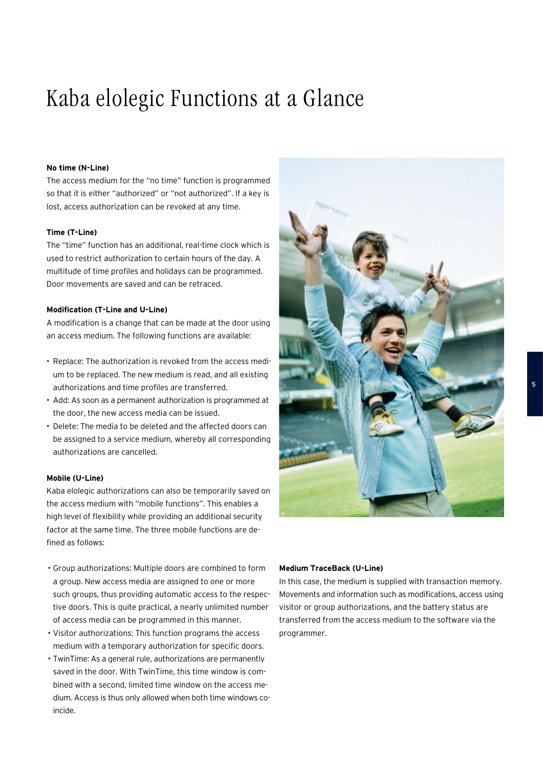# Kaba elolegic Functions at a Glance

**No time (N-Line)**

The access medium for the "no time" function is programmed so that it is either "authorized" or "not authorized". If a key is lost, access authorization can be revoked at any time.

**Time (T-Line)**

The "time" function has an additional, real-time clock which is used to restrict authorization to certain hours of the day. A multitude of time profiles and holidays can be programmed. Door movements are saved and can be retraced.

**Modification (T-Line and U-Line)**

A modification is a change that can be made at the door using an access medium. The following functions are available:

- Replace: The authorization is revoked from the access medium to be replaced. The new medium is read, and all existing authorizations and time profiles are transferred.
- Add: As soon as a permanent authorization is programmed at the door, the new access media can be issued.
- Delete: The media to be deleted and the affected doors can be assigned to a service medium, whereby all corresponding authorizations are cancelled.

**Mobile (U-Line)**

Kaba elolegic authorizations can also be temporarily saved on the access medium with "mobile functions". This enables a high level of flexibility while providing an additional security factor at the same time. The three mobile functions are defined as follows:

- Group authorizations: Multiple doors are combined to form a group. New access media are assigned to one or more such groups, thus providing automatic access to the respective doors. This is quite practical, a nearly unlimited number of access media can be programmed in this manner.
- Visitor authorizations: This function programs the access medium with a temporary authorization for specific doors.
- TwinTime: As a general rule, authorizations are permanently saved in the door. With TwinTime, this time window is combined with a second, limited time window on the access medium. Access is thus only allowed when both time windows coincide.

**Medium TraceBack (U-Line)**

In this case, the medium is supplied with transaction memory. Movements and information such as modifications, access using visitor or group authorizations, and the battery status are transferred from the access medium to the software via the programmer.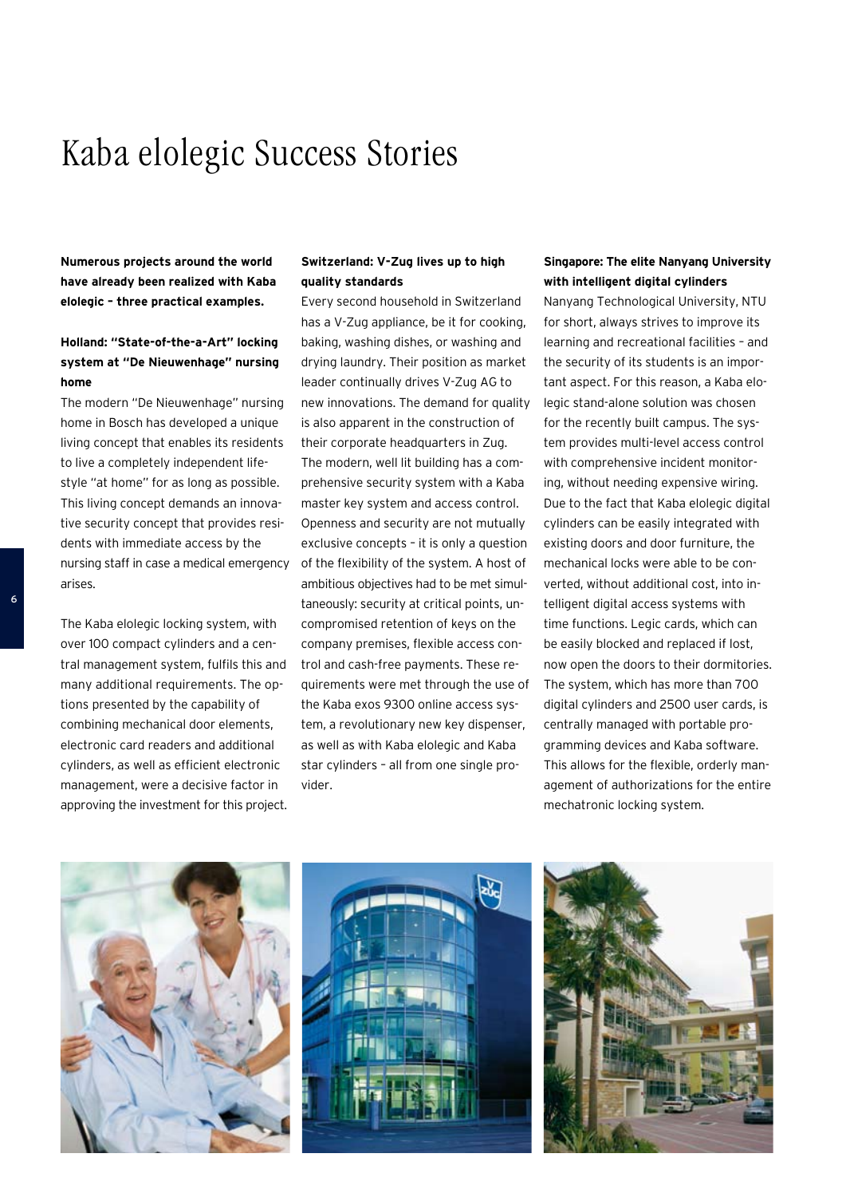# Kaba elolegic Success Stories

**Numerous projects around the world have already been realized with Kaba elolegic – three practical examples.**

**Holland: "State-of-the-a-Art" locking system at "De Nieuwenhage" nursing home**

The modern "De Nieuwenhage" nursing home in Bosch has developed a unique living concept that enables its residents to live a completely independent lifestyle "at home" for as long as possible. This living concept demands an innovative security concept that provides residents with immediate access by the nursing staff in case a medical emergency arises.

The Kaba elolegic locking system, with over 100 compact cylinders and a central management system, fulfils this and many additional requirements. The options presented by the capability of combining mechanical door elements, electronic card readers and additional cylinders, as well as efficient electronic management, were a decisive factor in approving the investment for this project.

**Switzerland: V-Zug lives up to high quality standards**

Every second household in Switzerland has a V-Zug appliance, be it for cooking, baking, washing dishes, or washing and drying laundry. Their position as market leader continually drives V-Zug AG to new innovations. The demand for quality is also apparent in the construction of their corporate headquarters in Zug. The modern, well lit building has a comprehensive security system with a Kaba master key system and access control. Openness and security are not mutually exclusive concepts – it is only a question of the flexibility of the system. A host of ambitious objectives had to be met simultaneously: security at critical points, uncompromised retention of keys on the company premises, flexible access control and cash-free payments. These requirements were met through the use of the Kaba exos 9300 online access system, a revolutionary new key dispenser, as well as with Kaba elolegic and Kaba star cylinders – all from one single provider.

**Singapore: The elite Nanyang University with intelligent digital cylinders**

Nanyang Technological University, NTU for short, always strives to improve its learning and recreational facilities – and the security of its students is an important aspect. For this reason, a Kaba elolegic stand-alone solution was chosen for the recently built campus. The system provides multi-level access control with comprehensive incident monitoring, without needing expensive wiring. Due to the fact that Kaba elolegic digital cylinders can be easily integrated with existing doors and door furniture, the mechanical locks were able to be converted, without additional cost, into intelligent digital access systems with time functions. Legic cards, which can be easily blocked and replaced if lost, now open the doors to their dormitories. The system, which has more than 700 digital cylinders and 2500 user cards, is centrally managed with portable programming devices and Kaba software. This allows for the flexible, orderly management of authorizations for the entire mechatronic locking system.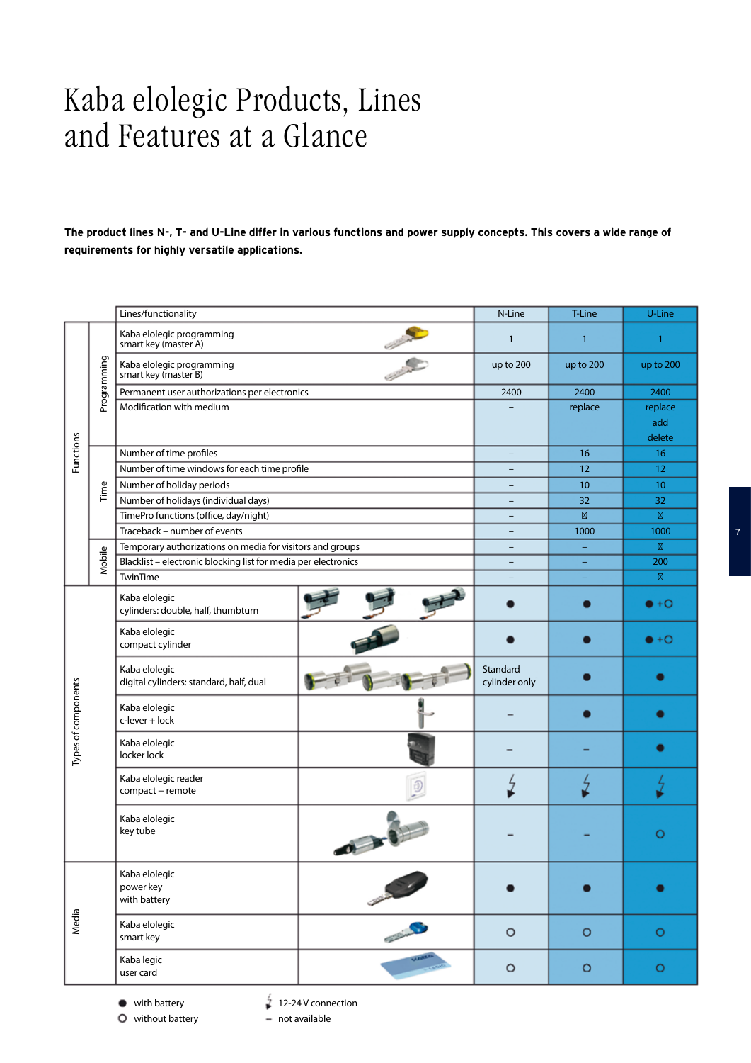# Kaba elolegic Products, Lines and Features at a Glance

**The product lines N-, T- and U-Line differ in various functions and power supply concepts. This covers a wide range of requirements for highly versatile applications.**

| | | Lines/functionality | N-Line | T-Line | U-Line |
|---|---|---|---|---|---|
| Functions | Programming | Kaba elolegic programming smart key (master A) | 1 | 1 | 1 |
| | | Kaba elolegic programming smart key (master B) | up to 200 | up to 200 | up to 200 |
| | | Permanent user authorizations per electronics | 2400 | 2400 | 2400 |
| | | Modification with medium | – | replace | replace add delete |
| | Time | Number of time profiles | – | 16 | 16 |
| | | Number of time windows for each time profile | – | 12 | 12 |
| | | Number of holiday periods | – | 10 | 10 |
| | | Number of holidays (individual days) | – | 32 | 32 |
| | | TimePro functions (office, day/night) | – | ☒ | ☒ |
| | | Traceback – number of events | – | 1000 | 1000 |
| | Mobile | Temporary authorizations on media for visitors and groups | – | – | ☒ |
| | | Blacklist – electronic blocking list for media per electronics | – | – | 200 |
| | | TwinTime | – | – | ☒ |
| Types of components | | Kaba elolegic cylinders: double, half, thumbturn | ● | ● | ● + ○ |
| | | Kaba elolegic compact cylinder | ● | ● | ● + ○ |
| | | Kaba elolegic digital cylinders: standard, half, dual | Standard cylinder only | ● | ● |
| | | Kaba elolegic c-lever + lock | – | ● | ● |
| | | Kaba elolegic locker lock | – | – | ● |
| | | Kaba elolegic reader compact + remote | ϟ | ϟ | ϟ |
| | | Kaba elolegic key tube | – | – | ○ |
| Media | | Kaba elolegic power key with battery | ● | ● | ● |
| | | Kaba elolegic smart key | ○ | ○ | ○ |
| | | Kaba legic user card | ○ | ○ | ○ |

● with battery
○ without battery
ϟ 12-24 V connection
– not available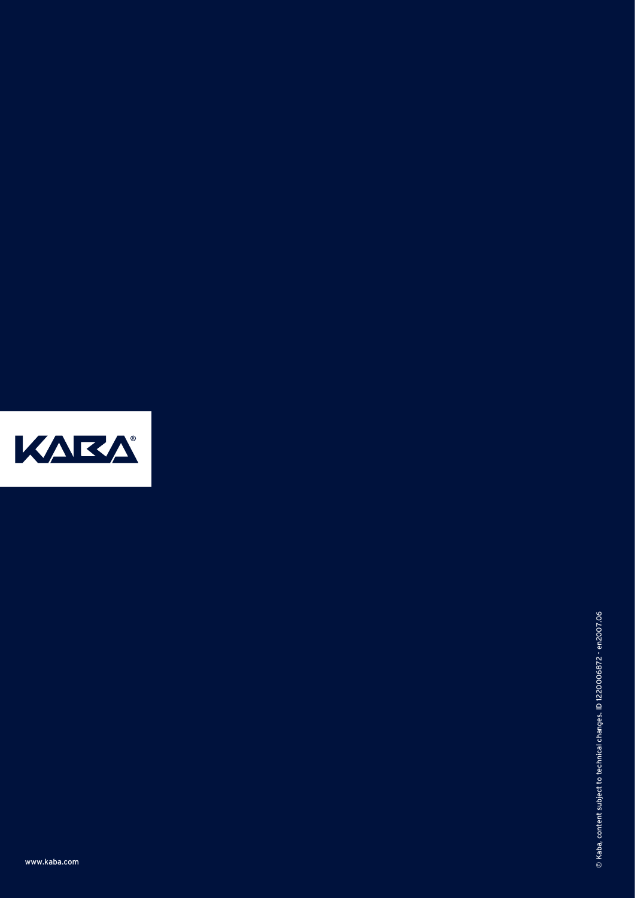KABA®

www.kaba.com

© Kaba, content subject to technical changes. ID 1220006872 - en2007.06